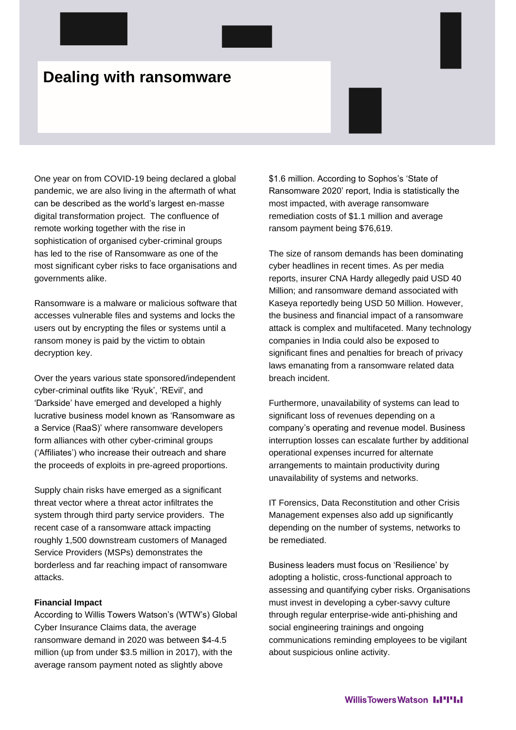# Dealing with ransomware

One year on from COVID-19 being declared a global pandemic, we are also living in the aftermath of what can be described as the world's largest en-masse digital transformation project. The confluence of remote working together with the rise in sophistication of organised cyber-criminal groups has led to the rise of Ransomware as one of the most significant cyber risks to face organisations and governments alike.

Ransomware is a malware or malicious software that accesses vulnerable files and systems and locks the users out by encrypting the files or systems until a ransom money is paid by the victim to obtain decryption key.

Over the years various state sponsored/independent cyber-criminal outfits like 'Ryuk', 'REvil', and 'Darkside' have emerged and developed a highly lucrative business model known as 'Ransomware as a Service (RaaS)' where ransomware developers form alliances with other cyber-criminal groups ('Affiliates') who increase their outreach and share the proceeds of exploits in pre-agreed proportions.

Supply chain risks have emerged as a significant threat vector where a threat actor infiltrates the system through third party service providers. The recent case of a ransomware attack impacting roughly 1,500 downstream customers of Managed Service Providers (MSPs) demonstrates the borderless and far reaching impact of ransomware attacks.

**Financial Impact**

According to Willis Towers Watson's (WTW's) Global Cyber Insurance Claims data, the average ransomware demand in 2020 was between $4-4.5 million (up from under $3.5 million in 2017), with the average ransom payment noted as slightly above $1.6 million. According to Sophos's 'State of Ransomware 2020' report, India is statistically the most impacted, with average ransomware remediation costs of $1.1 million and average ransom payment being $76,619.

The size of ransom demands has been dominating cyber headlines in recent times. As per media reports, insurer CNA Hardy allegedly paid USD 40 Million; and ransomware demand associated with Kaseya reportedly being USD 50 Million. However, the business and financial impact of a ransomware attack is complex and multifaceted. Many technology companies in India could also be exposed to significant fines and penalties for breach of privacy laws emanating from a ransomware related data breach incident.

Furthermore, unavailability of systems can lead to significant loss of revenues depending on a company's operating and revenue model. Business interruption losses can escalate further by additional operational expenses incurred for alternate arrangements to maintain productivity during unavailability of systems and networks.

IT Forensics, Data Reconstitution and other Crisis Management expenses also add up significantly depending on the number of systems, networks to be remediated.

Business leaders must focus on 'Resilience' by adopting a holistic, cross-functional approach to assessing and quantifying cyber risks. Organisations must invest in developing a cyber-savvy culture through regular enterprise-wide anti-phishing and social engineering trainings and ongoing communications reminding employees to be vigilant about suspicious online activity.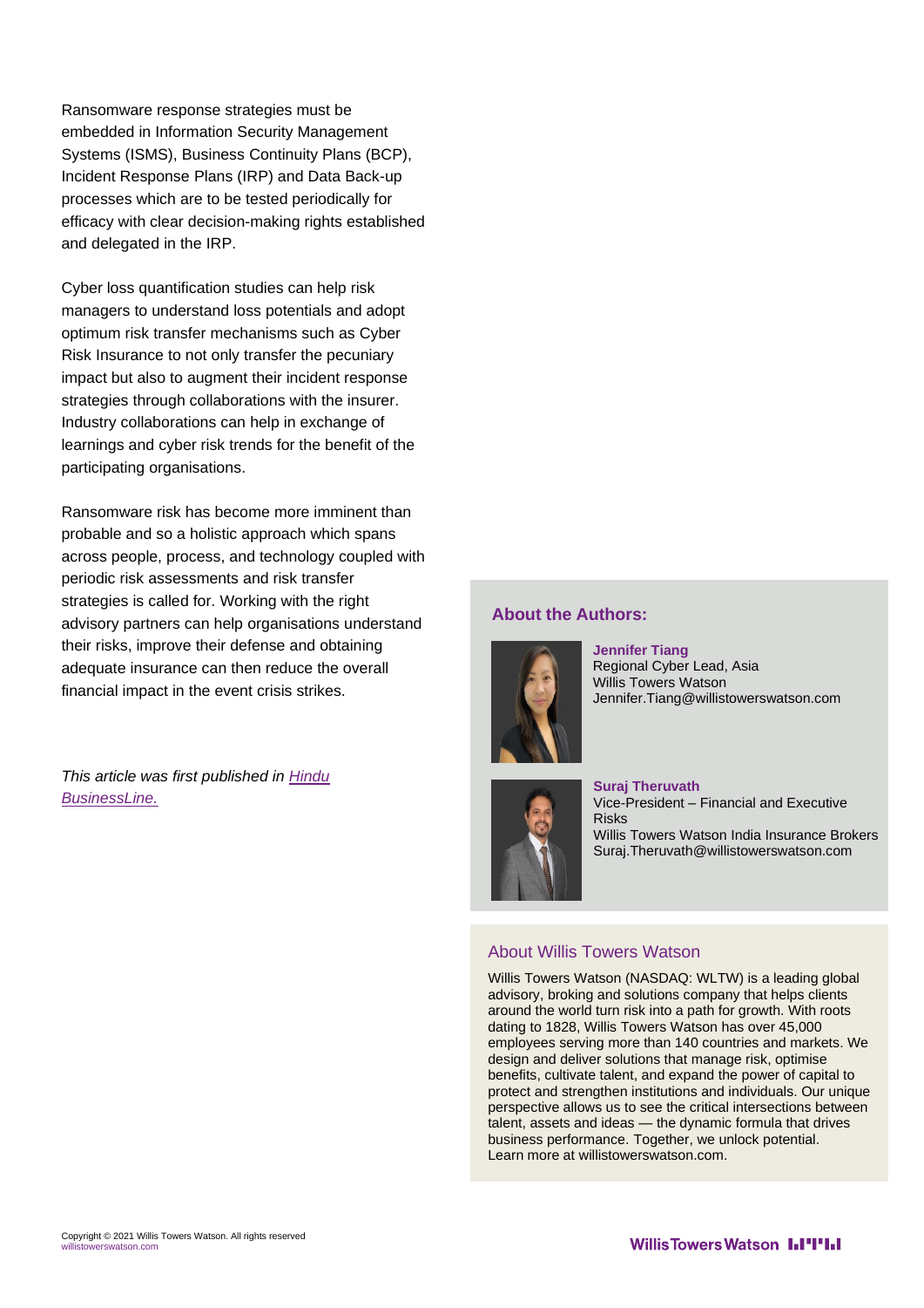Ransomware response strategies must be embedded in Information Security Management Systems (ISMS), Business Continuity Plans (BCP), Incident Response Plans (IRP) and Data Back-up processes which are to be tested periodically for efficacy with clear decision-making rights established and delegated in the IRP.

Cyber loss quantification studies can help risk managers to understand loss potentials and adopt optimum risk transfer mechanisms such as Cyber Risk Insurance to not only transfer the pecuniary impact but also to augment their incident response strategies through collaborations with the insurer. Industry collaborations can help in exchange of learnings and cyber risk trends for the benefit of the participating organisations.

Ransomware risk has become more imminent than probable and so a holistic approach which spans across people, process, and technology coupled with periodic risk assessments and risk transfer strategies is called for. Working with the right advisory partners can help organisations understand their risks, improve their defense and obtaining adequate insurance can then reduce the overall financial impact in the event crisis strikes.

*This article was first published in [Hindu BusinessLine.]*

## About the Authors:

**Jennifer Tiang**
Regional Cyber Lead, Asia
Willis Towers Watson
Jennifer.Tiang@willistowerswatson.com

**Suraj Theruvath**
Vice-President – Financial and Executive Risks
Willis Towers Watson India Insurance Brokers
Suraj.Theruvath@willistowerswatson.com

## About Willis Towers Watson

Willis Towers Watson (NASDAQ: WLTW) is a leading global advisory, broking and solutions company that helps clients around the world turn risk into a path for growth. With roots dating to 1828, Willis Towers Watson has over 45,000 employees serving more than 140 countries and markets. We design and deliver solutions that manage risk, optimise benefits, cultivate talent, and expand the power of capital to protect and strengthen institutions and individuals. Our unique perspective allows us to see the critical intersections between talent, assets and ideas — the dynamic formula that drives business performance. Together, we unlock potential. Learn more at willistowerswatson.com.

Copyright © 2021 Willis Towers Watson. All rights reserved
willistowerswatson.com